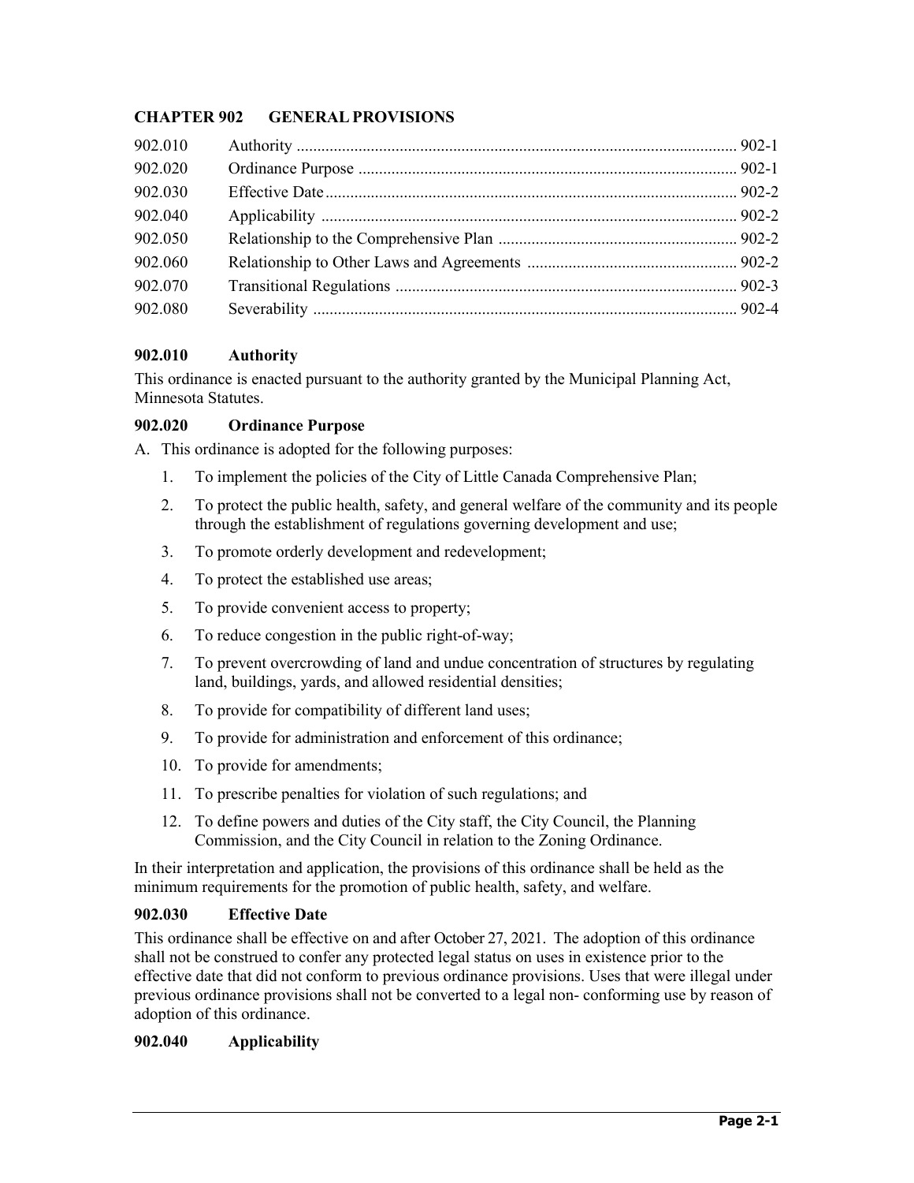# CHAPTER 902 GENERAL PROVISIONS

| | | |
|---|---|---|
| 902.010 | Authority | 902-1 |
| 902.020 | Ordinance Purpose | 902-1 |
| 902.030 | Effective Date | 902-2 |
| 902.040 | Applicability | 902-2 |
| 902.050 | Relationship to the Comprehensive Plan | 902-2 |
| 902.060 | Relationship to Other Laws and Agreements | 902-2 |
| 902.070 | Transitional Regulations | 902-3 |
| 902.080 | Severability | 902-4 |

## 902.010 Authority

This ordinance is enacted pursuant to the authority granted by the Municipal Planning Act, Minnesota Statutes.

## 902.020 Ordinance Purpose

A. This ordinance is adopted for the following purposes:

1. To implement the policies of the City of Little Canada Comprehensive Plan;
2. To protect the public health, safety, and general welfare of the community and its people through the establishment of regulations governing development and use;
3. To promote orderly development and redevelopment;
4. To protect the established use areas;
5. To provide convenient access to property;
6. To reduce congestion in the public right-of-way;
7. To prevent overcrowding of land and undue concentration of structures by regulating land, buildings, yards, and allowed residential densities;
8. To provide for compatibility of different land uses;
9. To provide for administration and enforcement of this ordinance;
10. To provide for amendments;
11. To prescribe penalties for violation of such regulations; and
12. To define powers and duties of the City staff, the City Council, the Planning Commission, and the City Council in relation to the Zoning Ordinance.

In their interpretation and application, the provisions of this ordinance shall be held as the minimum requirements for the promotion of public health, safety, and welfare.

## 902.030 Effective Date

This ordinance shall be effective on and after October 27, 2021. The adoption of this ordinance shall not be construed to confer any protected legal status on uses in existence prior to the effective date that did not conform to previous ordinance provisions. Uses that were illegal under previous ordinance provisions shall not be converted to a legal non- conforming use by reason of adoption of this ordinance.

## 902.040 Applicability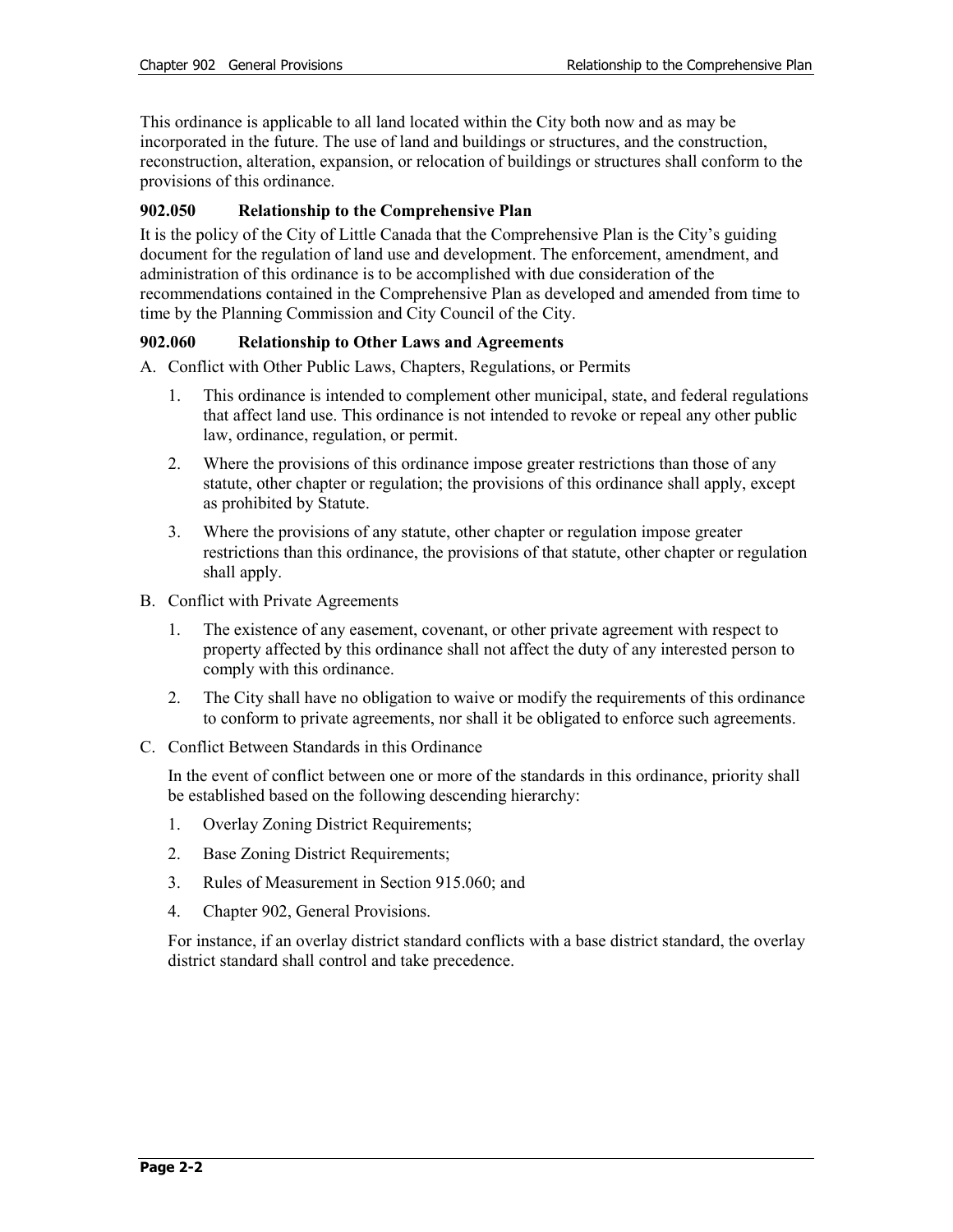This ordinance is applicable to all land located within the City both now and as may be incorporated in the future. The use of land and buildings or structures, and the construction, reconstruction, alteration, expansion, or relocation of buildings or structures shall conform to the provisions of this ordinance.

### 902.050 Relationship to the Comprehensive Plan

It is the policy of the City of Little Canada that the Comprehensive Plan is the City's guiding document for the regulation of land use and development. The enforcement, amendment, and administration of this ordinance is to be accomplished with due consideration of the recommendations contained in the Comprehensive Plan as developed and amended from time to time by the Planning Commission and City Council of the City.

### 902.060 Relationship to Other Laws and Agreements

A. Conflict with Other Public Laws, Chapters, Regulations, or Permits

1. This ordinance is intended to complement other municipal, state, and federal regulations that affect land use. This ordinance is not intended to revoke or repeal any other public law, ordinance, regulation, or permit.
2. Where the provisions of this ordinance impose greater restrictions than those of any statute, other chapter or regulation; the provisions of this ordinance shall apply, except as prohibited by Statute.
3. Where the provisions of any statute, other chapter or regulation impose greater restrictions than this ordinance, the provisions of that statute, other chapter or regulation shall apply.

B. Conflict with Private Agreements

1. The existence of any easement, covenant, or other private agreement with respect to property affected by this ordinance shall not affect the duty of any interested person to comply with this ordinance.
2. The City shall have no obligation to waive or modify the requirements of this ordinance to conform to private agreements, nor shall it be obligated to enforce such agreements.

C. Conflict Between Standards in this Ordinance

In the event of conflict between one or more of the standards in this ordinance, priority shall be established based on the following descending hierarchy:

1. Overlay Zoning District Requirements;
2. Base Zoning District Requirements;
3. Rules of Measurement in Section 915.060; and
4. Chapter 902, General Provisions.

For instance, if an overlay district standard conflicts with a base district standard, the overlay district standard shall control and take precedence.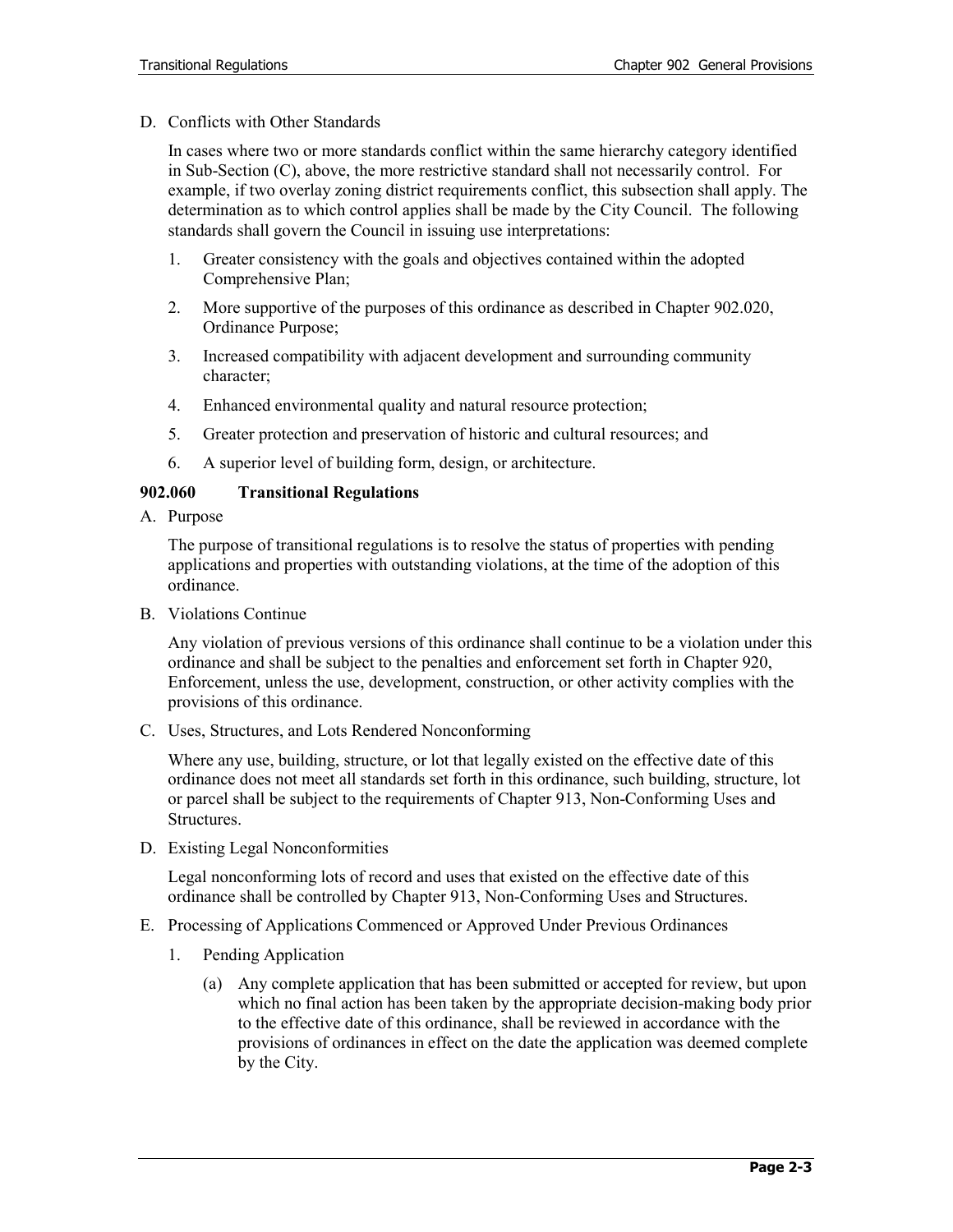D. Conflicts with Other Standards

   In cases where two or more standards conflict within the same hierarchy category identified in Sub-Section (C), above, the more restrictive standard shall not necessarily control. For example, if two overlay zoning district requirements conflict, this subsection shall apply. The determination as to which control applies shall be made by the City Council. The following standards shall govern the Council in issuing use interpretations:

   1. Greater consistency with the goals and objectives contained within the adopted Comprehensive Plan;

   2. More supportive of the purposes of this ordinance as described in Chapter 902.020, Ordinance Purpose;

   3. Increased compatibility with adjacent development and surrounding community character;

   4. Enhanced environmental quality and natural resource protection;

   5. Greater protection and preservation of historic and cultural resources; and

   6. A superior level of building form, design, or architecture.

**902.060 Transitional Regulations**

A. Purpose

   The purpose of transitional regulations is to resolve the status of properties with pending applications and properties with outstanding violations, at the time of the adoption of this ordinance.

B. Violations Continue

   Any violation of previous versions of this ordinance shall continue to be a violation under this ordinance and shall be subject to the penalties and enforcement set forth in Chapter 920, Enforcement, unless the use, development, construction, or other activity complies with the provisions of this ordinance.

C. Uses, Structures, and Lots Rendered Nonconforming

   Where any use, building, structure, or lot that legally existed on the effective date of this ordinance does not meet all standards set forth in this ordinance, such building, structure, lot or parcel shall be subject to the requirements of Chapter 913, Non-Conforming Uses and Structures.

D. Existing Legal Nonconformities

   Legal nonconforming lots of record and uses that existed on the effective date of this ordinance shall be controlled by Chapter 913, Non-Conforming Uses and Structures.

E. Processing of Applications Commenced or Approved Under Previous Ordinances

   1. Pending Application

      (a) Any complete application that has been submitted or accepted for review, but upon which no final action has been taken by the appropriate decision-making body prior to the effective date of this ordinance, shall be reviewed in accordance with the provisions of ordinances in effect on the date the application was deemed complete by the City.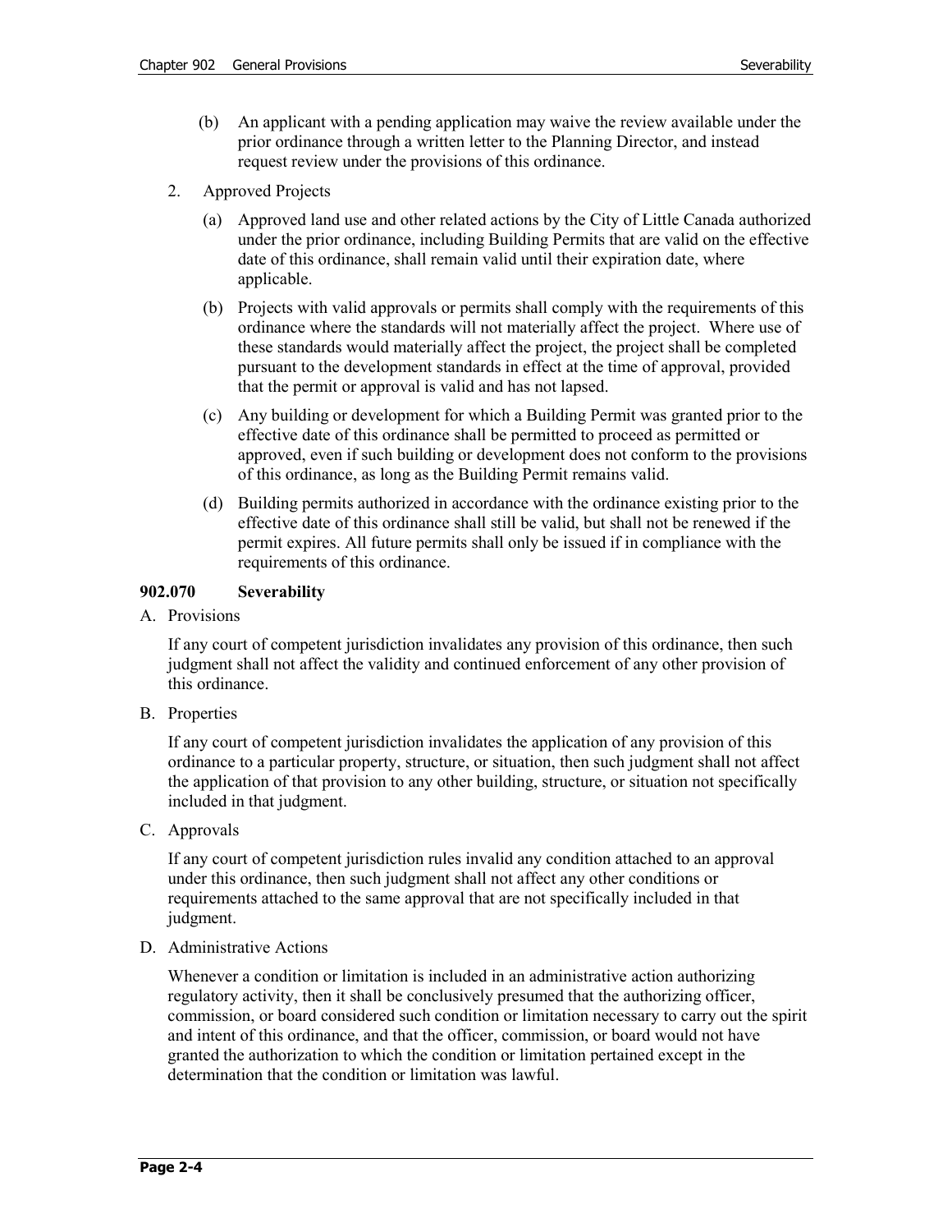(b) An applicant with a pending application may waive the review available under the prior ordinance through a written letter to the Planning Director, and instead request review under the provisions of this ordinance.

2. Approved Projects

   (a) Approved land use and other related actions by the City of Little Canada authorized under the prior ordinance, including Building Permits that are valid on the effective date of this ordinance, shall remain valid until their expiration date, where applicable.

   (b) Projects with valid approvals or permits shall comply with the requirements of this ordinance where the standards will not materially affect the project. Where use of these standards would materially affect the project, the project shall be completed pursuant to the development standards in effect at the time of approval, provided that the permit or approval is valid and has not lapsed.

   (c) Any building or development for which a Building Permit was granted prior to the effective date of this ordinance shall be permitted to proceed as permitted or approved, even if such building or development does not conform to the provisions of this ordinance, as long as the Building Permit remains valid.

   (d) Building permits authorized in accordance with the ordinance existing prior to the effective date of this ordinance shall still be valid, but shall not be renewed if the permit expires. All future permits shall only be issued if in compliance with the requirements of this ordinance.

### 902.070 Severability

A. Provisions

If any court of competent jurisdiction invalidates any provision of this ordinance, then such judgment shall not affect the validity and continued enforcement of any other provision of this ordinance.

B. Properties

If any court of competent jurisdiction invalidates the application of any provision of this ordinance to a particular property, structure, or situation, then such judgment shall not affect the application of that provision to any other building, structure, or situation not specifically included in that judgment.

C. Approvals

If any court of competent jurisdiction rules invalid any condition attached to an approval under this ordinance, then such judgment shall not affect any other conditions or requirements attached to the same approval that are not specifically included in that judgment.

D. Administrative Actions

Whenever a condition or limitation is included in an administrative action authorizing regulatory activity, then it shall be conclusively presumed that the authorizing officer, commission, or board considered such condition or limitation necessary to carry out the spirit and intent of this ordinance, and that the officer, commission, or board would not have granted the authorization to which the condition or limitation pertained except in the determination that the condition or limitation was lawful.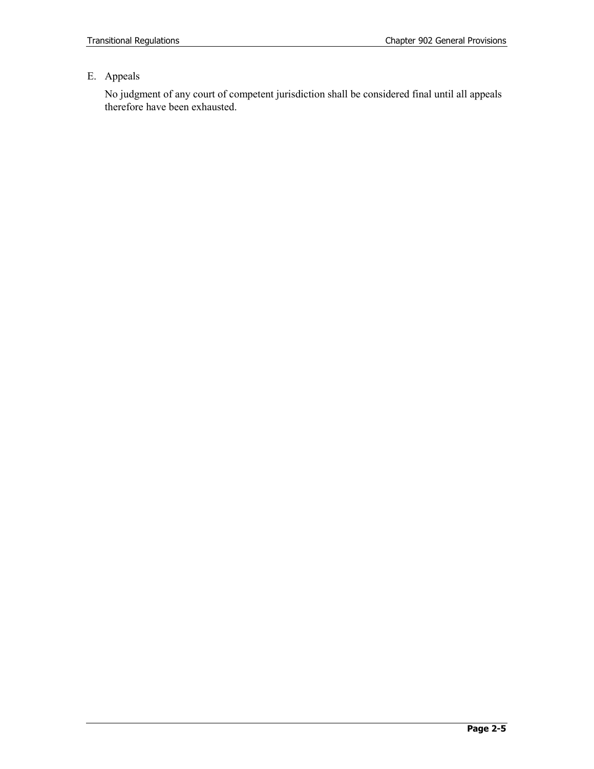E. Appeals

No judgment of any court of competent jurisdiction shall be considered final until all appeals therefore have been exhausted.